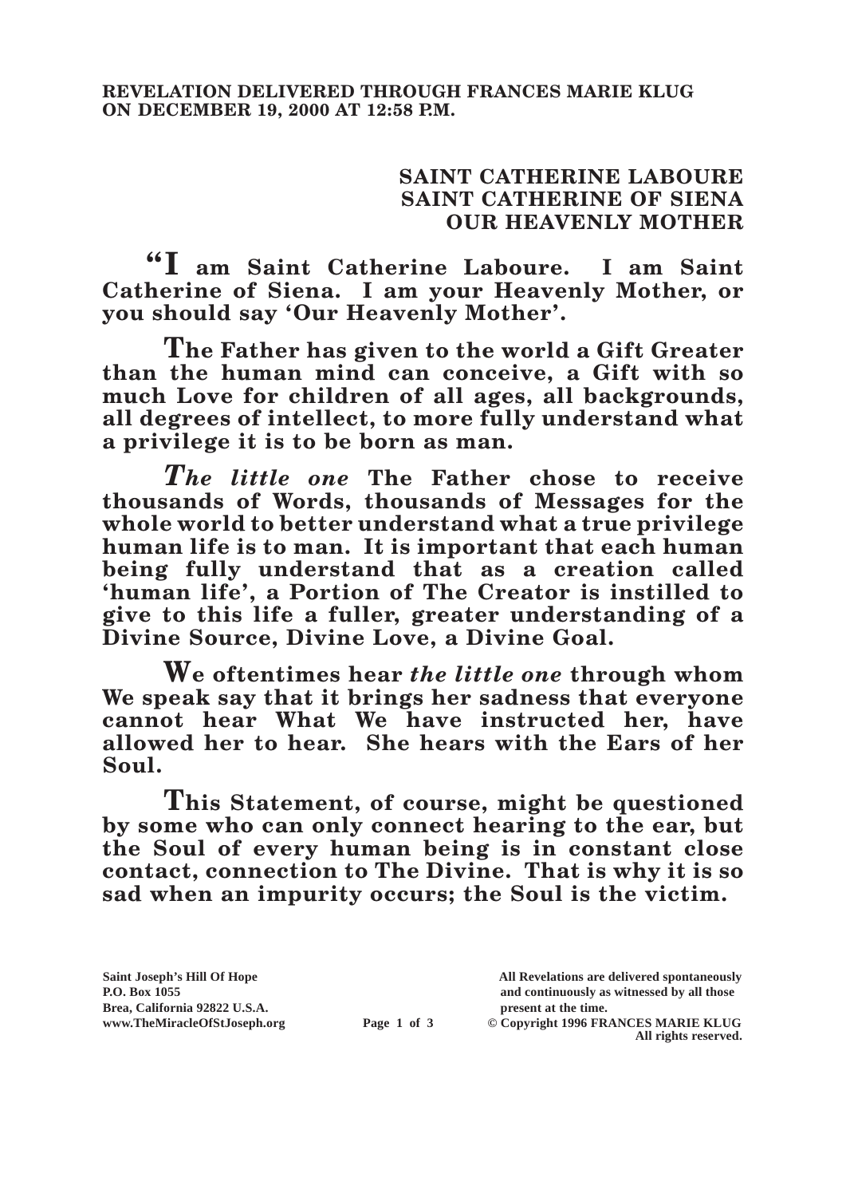**REVELATION DELIVERED THROUGH FRANCES MARIE KLUG ON DECEMBER 19, 2000 AT 12:58 P.M.**

**SAINT CATHERINE LABOURE**
**SAINT CATHERINE OF SIENA**
**OUR HEAVENLY MOTHER**

**"I am Saint Catherine Laboure. I am Saint Catherine of Siena. I am your Heavenly Mother, or you should say 'Our Heavenly Mother'.**

**The Father has given to the world a Gift Greater than the human mind can conceive, a Gift with so much Love for children of all ages, all backgrounds, all degrees of intellect, to more fully understand what a privilege it is to be born as man.**

***The little one* The Father chose to receive thousands of Words, thousands of Messages for the whole world to better understand what a true privilege human life is to man. It is important that each human being fully understand that as a creation called 'human life', a Portion of The Creator is instilled to give to this life a fuller, greater understanding of a Divine Source, Divine Love, a Divine Goal.**

**We oftentimes hear *the little one* through whom We speak say that it brings her sadness that everyone cannot hear What We have instructed her, have allowed her to hear. She hears with the Ears of her Soul.**

**This Statement, of course, might be questioned by some who can only connect hearing to the ear, but the Soul of every human being is in constant close contact, connection to The Divine. That is why it is so sad when an impurity occurs; the Soul is the victim.**

Saint Joseph's Hill Of Hope
P.O. Box 1055
Brea, California 92822 U.S.A.
www.TheMiracleOfStJoseph.org

All Revelations are delivered spontaneously and continuously as witnessed by all those present at the time.
© Copyright 1996 FRANCES MARIE KLUG
All rights reserved.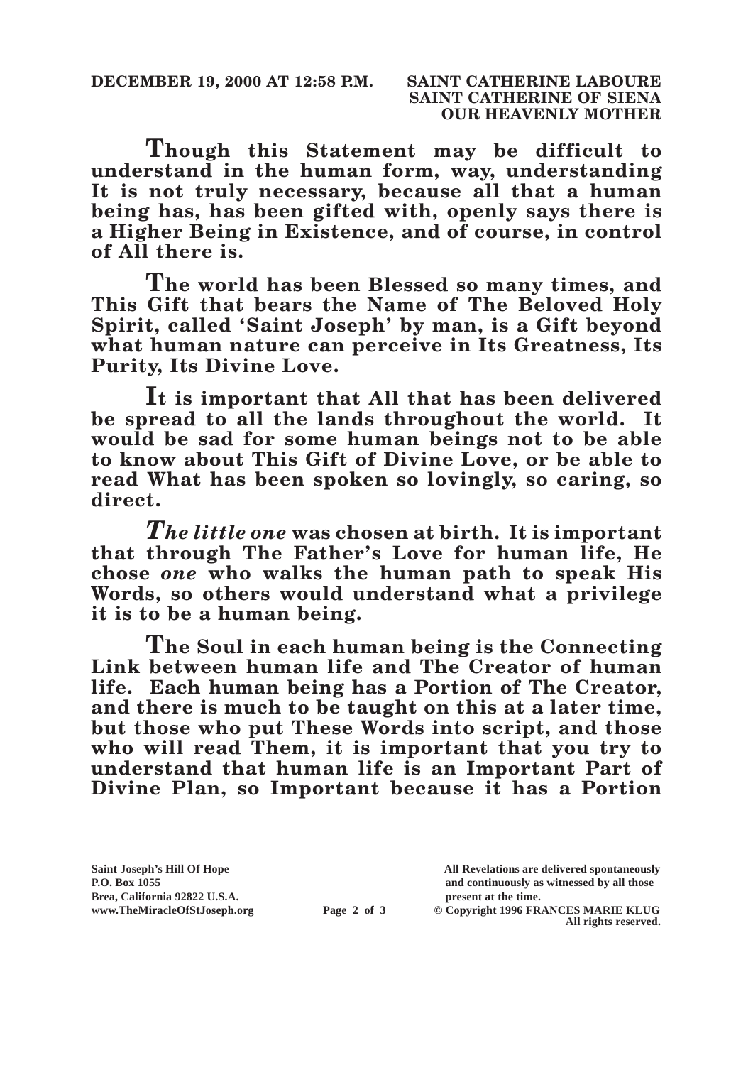Though this Statement may be difficult to understand in the human form, way, understanding It is not truly necessary, because all that a human being has, has been gifted with, openly says there is a Higher Being in Existence, and of course, in control of All there is.

The world has been Blessed so many times, and This Gift that bears the Name of The Beloved Holy Spirit, called 'Saint Joseph' by man, is a Gift beyond what human nature can perceive in Its Greatness, Its Purity, Its Divine Love.

It is important that All that has been delivered be spread to all the lands throughout the world. It would be sad for some human beings not to be able to know about This Gift of Divine Love, or be able to read What has been spoken so lovingly, so caring, so direct.

*The little one* was chosen at birth. It is important that through The Father's Love for human life, He chose *one* who walks the human path to speak His Words, so others would understand what a privilege it is to be a human being.

The Soul in each human being is the Connecting Link between human life and The Creator of human life. Each human being has a Portion of The Creator, and there is much to be taught on this at a later time, but those who put These Words into script, and those who will read Them, it is important that you try to understand that human life is an Important Part of Divine Plan, so Important because it has a Portion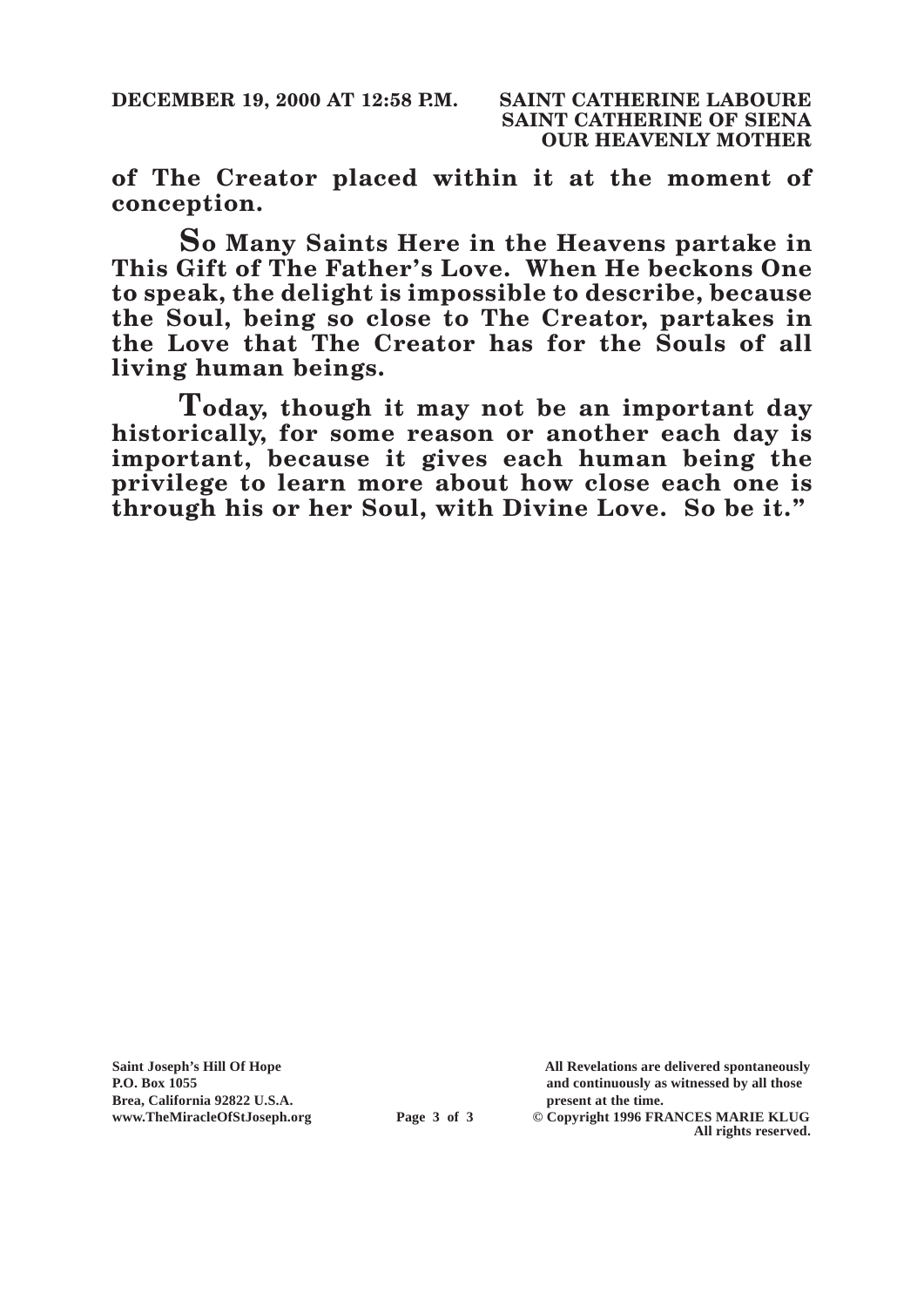**of The Creator placed within it at the moment of conception.**

**So Many Saints Here in the Heavens partake in This Gift of The Father's Love. When He beckons One to speak, the delight is impossible to describe, because the Soul, being so close to The Creator, partakes in the Love that The Creator has for the Souls of all living human beings.**

**Today, though it may not be an important day historically, for some reason or another each day is important, because it gives each human being the privilege to learn more about how close each one is through his or her Soul, with Divine Love. So be it."**